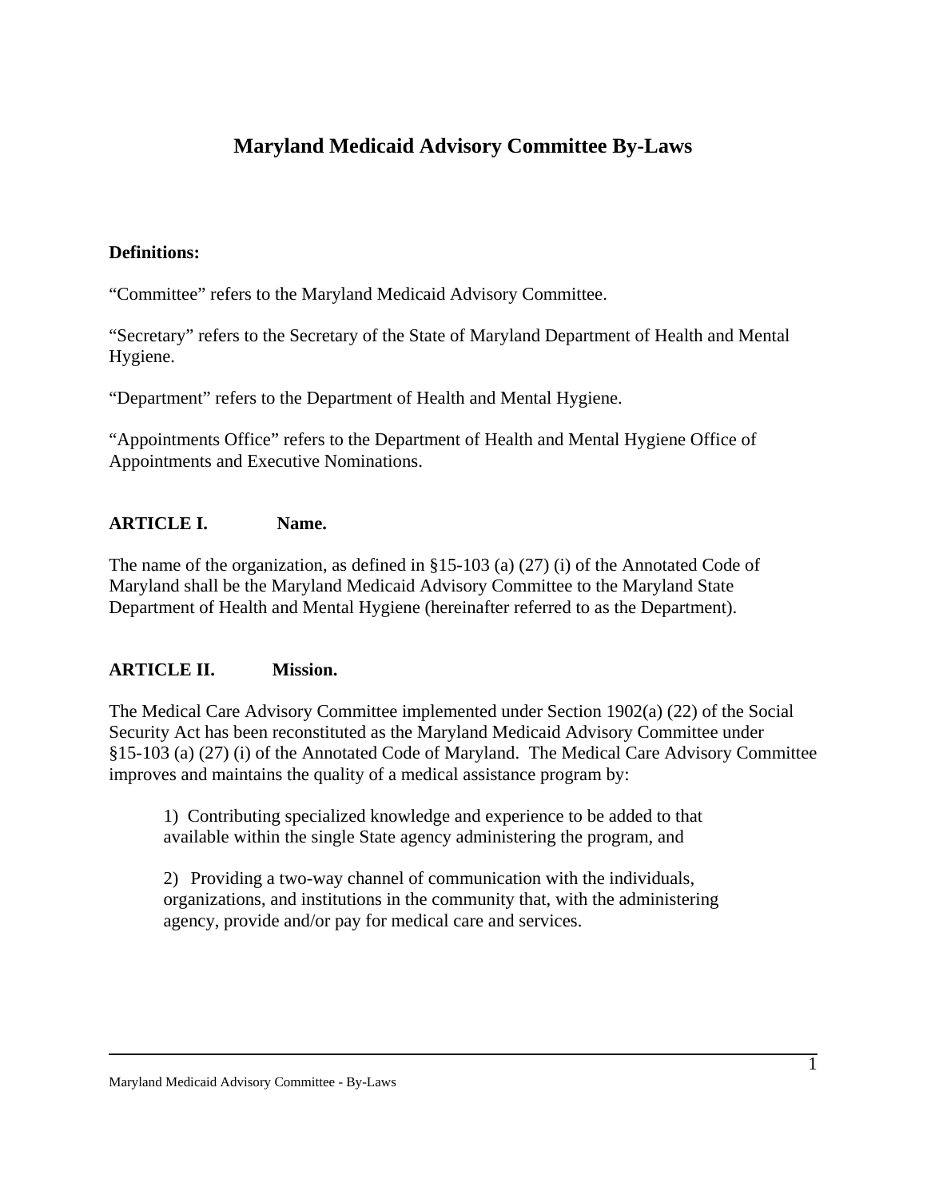# Maryland Medicaid Advisory Committee By-Laws

**Definitions:**

“Committee” refers to the Maryland Medicaid Advisory Committee.

“Secretary” refers to the Secretary of the State of Maryland Department of Health and Mental Hygiene.

“Department” refers to the Department of Health and Mental Hygiene.

“Appointments Office” refers to the Department of Health and Mental Hygiene Office of Appointments and Executive Nominations.

## ARTICLE I. Name.

The name of the organization, as defined in §15-103 (a) (27) (i) of the Annotated Code of Maryland shall be the Maryland Medicaid Advisory Committee to the Maryland State Department of Health and Mental Hygiene (hereinafter referred to as the Department).

## ARTICLE II. Mission.

The Medical Care Advisory Committee implemented under Section 1902(a) (22) of the Social Security Act has been reconstituted as the Maryland Medicaid Advisory Committee under §15-103 (a) (27) (i) of the Annotated Code of Maryland. The Medical Care Advisory Committee improves and maintains the quality of a medical assistance program by:

1) Contributing specialized knowledge and experience to be added to that available within the single State agency administering the program, and

2) Providing a two-way channel of communication with the individuals, organizations, and institutions in the community that, with the administering agency, provide and/or pay for medical care and services.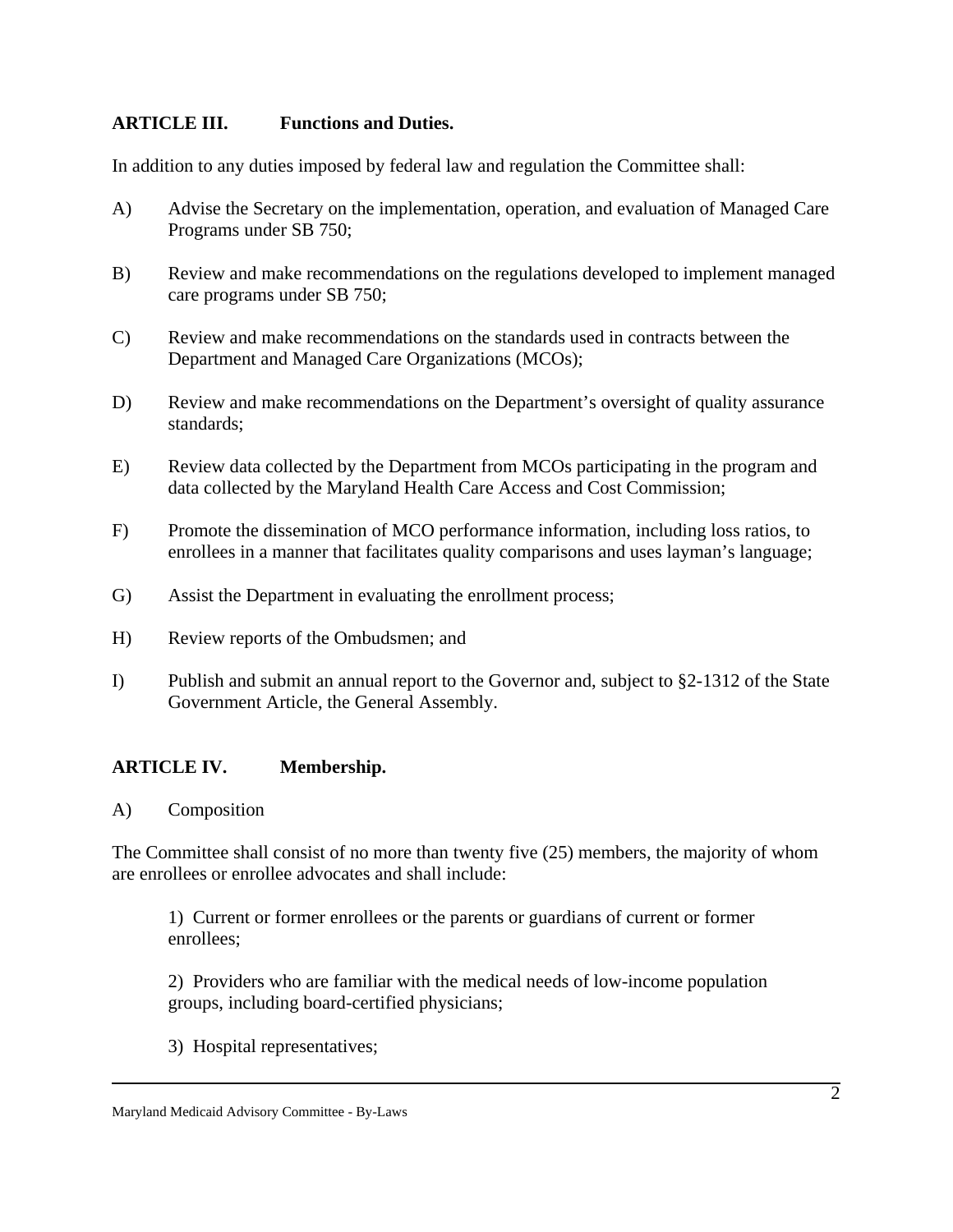## ARTICLE III. Functions and Duties.

In addition to any duties imposed by federal law and regulation the Committee shall:

A) Advise the Secretary on the implementation, operation, and evaluation of Managed Care Programs under SB 750;

B) Review and make recommendations on the regulations developed to implement managed care programs under SB 750;

C) Review and make recommendations on the standards used in contracts between the Department and Managed Care Organizations (MCOs);

D) Review and make recommendations on the Department's oversight of quality assurance standards;

E) Review data collected by the Department from MCOs participating in the program and data collected by the Maryland Health Care Access and Cost Commission;

F) Promote the dissemination of MCO performance information, including loss ratios, to enrollees in a manner that facilitates quality comparisons and uses layman's language;

G) Assist the Department in evaluating the enrollment process;

H) Review reports of the Ombudsmen; and

I) Publish and submit an annual report to the Governor and, subject to §2-1312 of the State Government Article, the General Assembly.

## ARTICLE IV. Membership.

A) Composition

The Committee shall consist of no more than twenty five (25) members, the majority of whom are enrollees or enrollee advocates and shall include:

1) Current or former enrollees or the parents or guardians of current or former enrollees;

2) Providers who are familiar with the medical needs of low-income population groups, including board-certified physicians;

3) Hospital representatives;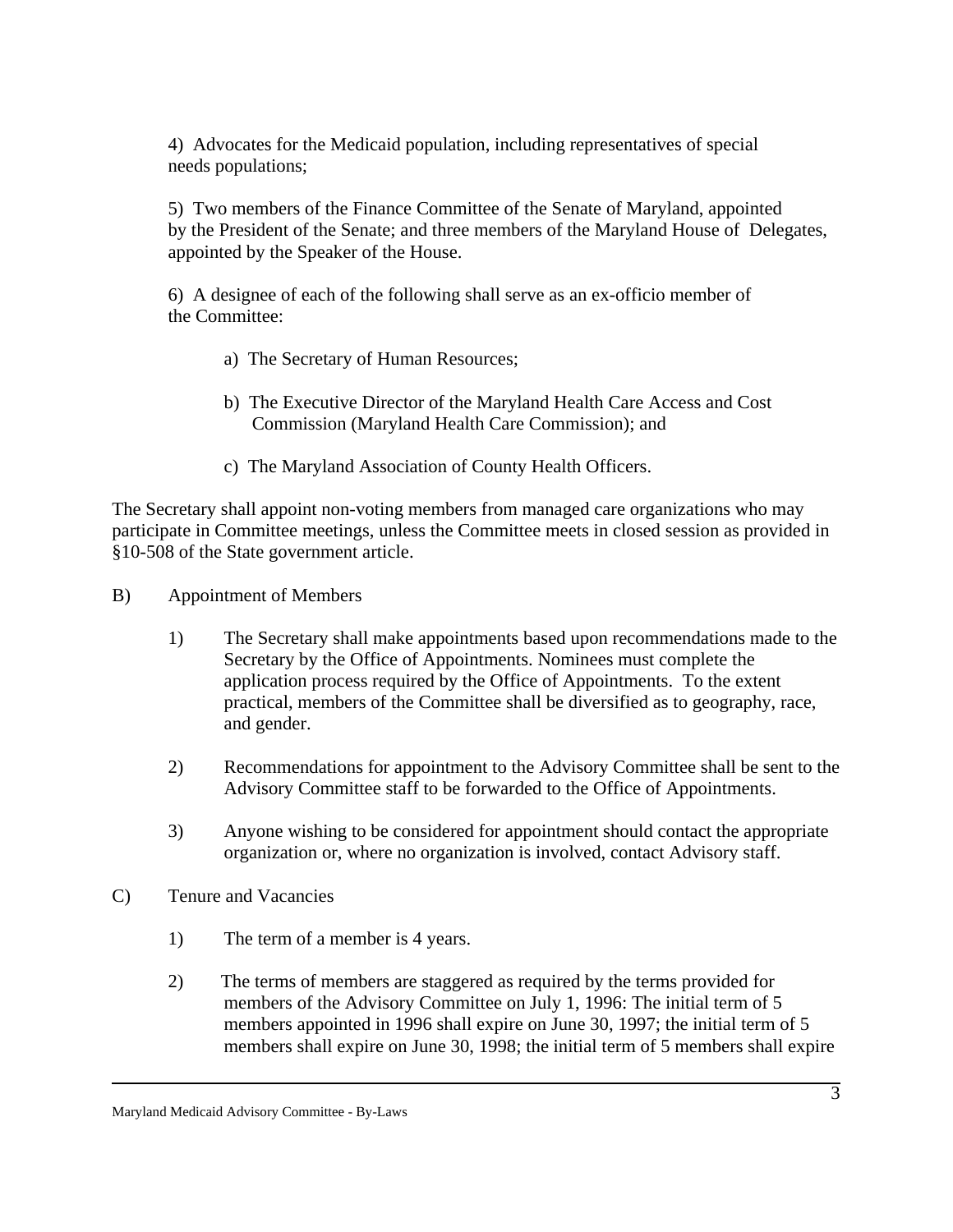4) Advocates for the Medicaid population, including representatives of special needs populations;

5) Two members of the Finance Committee of the Senate of Maryland, appointed by the President of the Senate; and three members of the Maryland House of Delegates, appointed by the Speaker of the House.

6) A designee of each of the following shall serve as an ex-officio member of the Committee:

a) The Secretary of Human Resources;

b) The Executive Director of the Maryland Health Care Access and Cost Commission (Maryland Health Care Commission); and

c) The Maryland Association of County Health Officers.

The Secretary shall appoint non-voting members from managed care organizations who may participate in Committee meetings, unless the Committee meets in closed session as provided in §10-508 of the State government article.

B) Appointment of Members

1) The Secretary shall make appointments based upon recommendations made to the Secretary by the Office of Appointments. Nominees must complete the application process required by the Office of Appointments. To the extent practical, members of the Committee shall be diversified as to geography, race, and gender.

2) Recommendations for appointment to the Advisory Committee shall be sent to the Advisory Committee staff to be forwarded to the Office of Appointments.

3) Anyone wishing to be considered for appointment should contact the appropriate organization or, where no organization is involved, contact Advisory staff.

C) Tenure and Vacancies

1) The term of a member is 4 years.

2) The terms of members are staggered as required by the terms provided for members of the Advisory Committee on July 1, 1996: The initial term of 5 members appointed in 1996 shall expire on June 30, 1997; the initial term of 5 members shall expire on June 30, 1998; the initial term of 5 members shall expire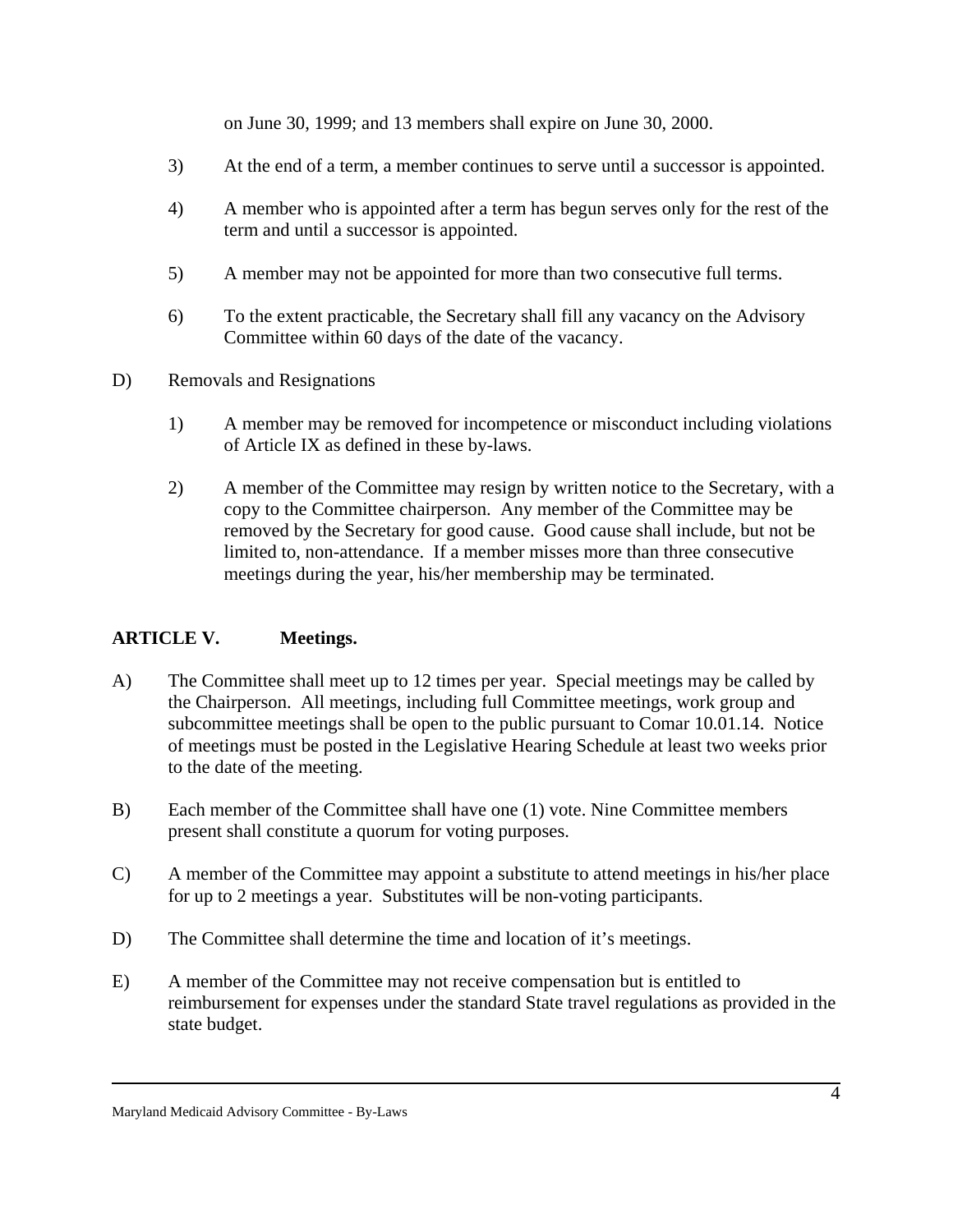on June 30, 1999; and 13 members shall expire on June 30, 2000.

3) At the end of a term, a member continues to serve until a successor is appointed.

4) A member who is appointed after a term has begun serves only for the rest of the term and until a successor is appointed.

5) A member may not be appointed for more than two consecutive full terms.

6) To the extent practicable, the Secretary shall fill any vacancy on the Advisory Committee within 60 days of the date of the vacancy.

D) Removals and Resignations

1) A member may be removed for incompetence or misconduct including violations of Article IX as defined in these by-laws.

2) A member of the Committee may resign by written notice to the Secretary, with a copy to the Committee chairperson. Any member of the Committee may be removed by the Secretary for good cause. Good cause shall include, but not be limited to, non-attendance. If a member misses more than three consecutive meetings during the year, his/her membership may be terminated.

## ARTICLE V. Meetings.

A) The Committee shall meet up to 12 times per year. Special meetings may be called by the Chairperson. All meetings, including full Committee meetings, work group and subcommittee meetings shall be open to the public pursuant to Comar 10.01.14. Notice of meetings must be posted in the Legislative Hearing Schedule at least two weeks prior to the date of the meeting.

B) Each member of the Committee shall have one (1) vote. Nine Committee members present shall constitute a quorum for voting purposes.

C) A member of the Committee may appoint a substitute to attend meetings in his/her place for up to 2 meetings a year. Substitutes will be non-voting participants.

D) The Committee shall determine the time and location of it's meetings.

E) A member of the Committee may not receive compensation but is entitled to reimbursement for expenses under the standard State travel regulations as provided in the state budget.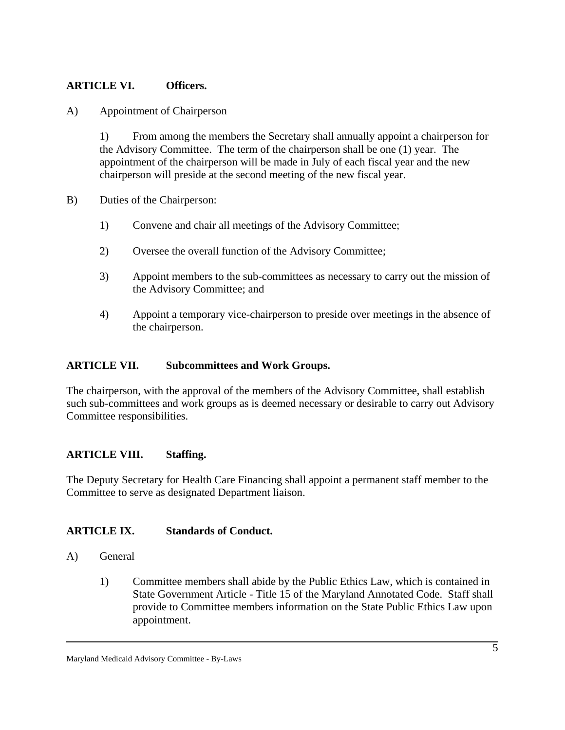## ARTICLE VI. Officers.

A) Appointment of Chairperson

1) From among the members the Secretary shall annually appoint a chairperson for the Advisory Committee. The term of the chairperson shall be one (1) year. The appointment of the chairperson will be made in July of each fiscal year and the new chairperson will preside at the second meeting of the new fiscal year.

B) Duties of the Chairperson:

1) Convene and chair all meetings of the Advisory Committee;

2) Oversee the overall function of the Advisory Committee;

3) Appoint members to the sub-committees as necessary to carry out the mission of the Advisory Committee; and

4) Appoint a temporary vice-chairperson to preside over meetings in the absence of the chairperson.

## ARTICLE VII. Subcommittees and Work Groups.

The chairperson, with the approval of the members of the Advisory Committee, shall establish such sub-committees and work groups as is deemed necessary or desirable to carry out Advisory Committee responsibilities.

## ARTICLE VIII. Staffing.

The Deputy Secretary for Health Care Financing shall appoint a permanent staff member to the Committee to serve as designated Department liaison.

## ARTICLE IX. Standards of Conduct.

A) General

1) Committee members shall abide by the Public Ethics Law, which is contained in State Government Article - Title 15 of the Maryland Annotated Code. Staff shall provide to Committee members information on the State Public Ethics Law upon appointment.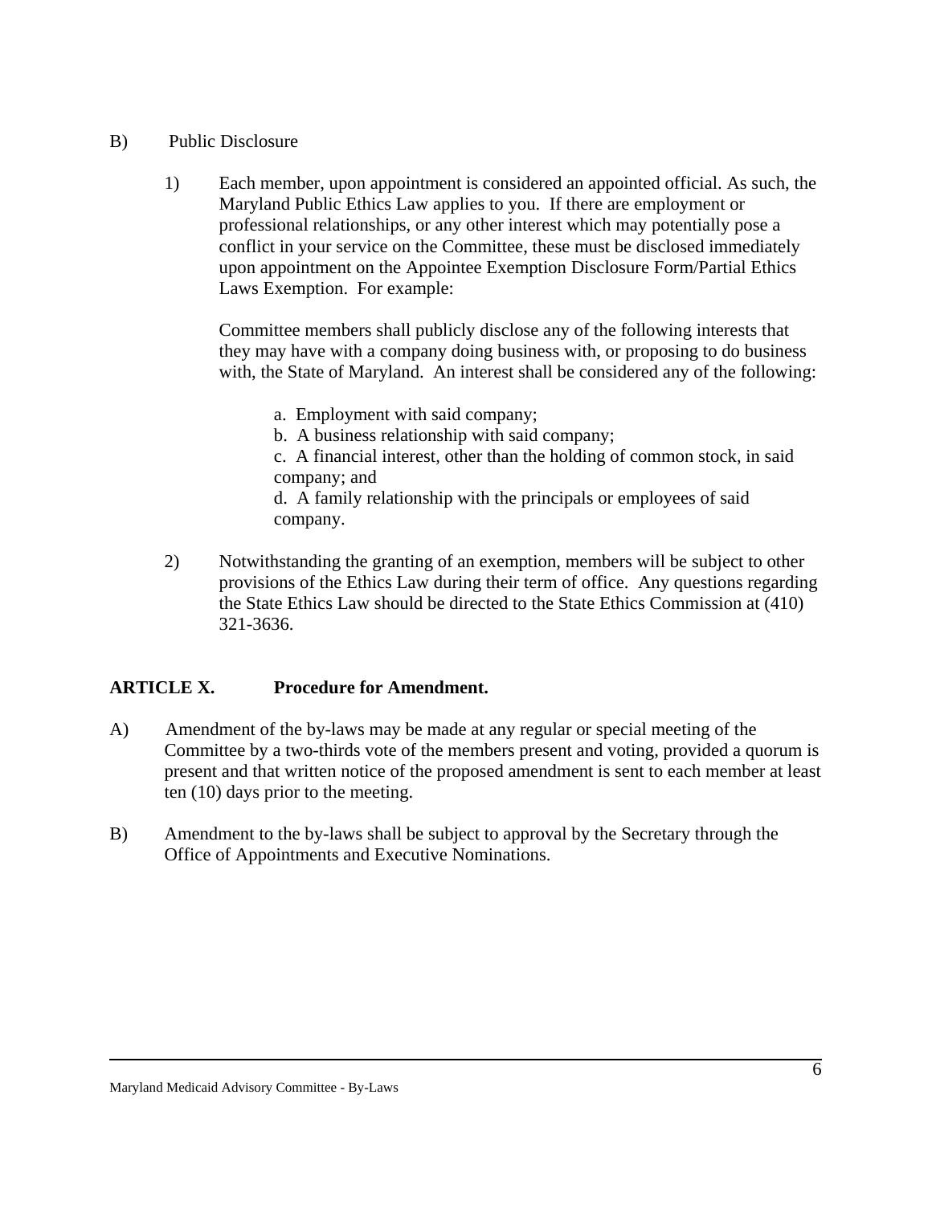B) Public Disclosure

1) Each member, upon appointment is considered an appointed official. As such, the Maryland Public Ethics Law applies to you. If there are employment or professional relationships, or any other interest which may potentially pose a conflict in your service on the Committee, these must be disclosed immediately upon appointment on the Appointee Exemption Disclosure Form/Partial Ethics Laws Exemption. For example:

   Committee members shall publicly disclose any of the following interests that they may have with a company doing business with, or proposing to do business with, the State of Maryland. An interest shall be considered any of the following:

   a. Employment with said company;
   b. A business relationship with said company;
   c. A financial interest, other than the holding of common stock, in said company; and
   d. A family relationship with the principals or employees of said company.

2) Notwithstanding the granting of an exemption, members will be subject to other provisions of the Ethics Law during their term of office. Any questions regarding the State Ethics Law should be directed to the State Ethics Commission at (410) 321-3636.

## ARTICLE X. Procedure for Amendment.

A) Amendment of the by-laws may be made at any regular or special meeting of the Committee by a two-thirds vote of the members present and voting, provided a quorum is present and that written notice of the proposed amendment is sent to each member at least ten (10) days prior to the meeting.

B) Amendment to the by-laws shall be subject to approval by the Secretary through the Office of Appointments and Executive Nominations.